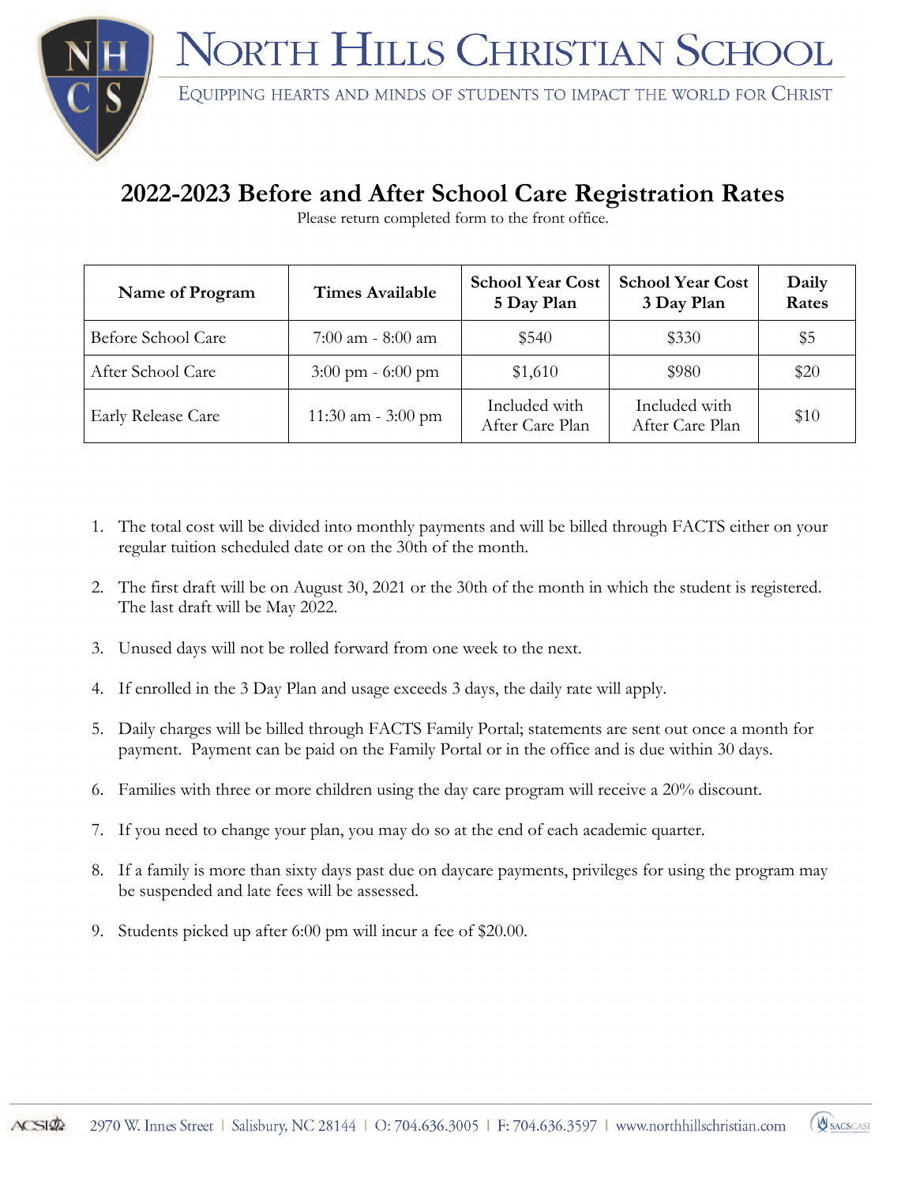# North Hills Christian School

Equipping hearts and minds of students to impact the world for Christ

## 2022-2023 Before and After School Care Registration Rates

Please return completed form to the front office.

| Name of Program | Times Available | School Year Cost 5 Day Plan | School Year Cost 3 Day Plan | Daily Rates |
|---|---|---|---|---|
| Before School Care | 7:00 am - 8:00 am | $540 | $330 | $5 |
| After School Care | 3:00 pm - 6:00 pm | $1,610 | $980 | $20 |
| Early Release Care | 11:30 am - 3:00 pm | Included with After Care Plan | Included with After Care Plan | $10 |

1. The total cost will be divided into monthly payments and will be billed through FACTS either on your regular tuition scheduled date or on the 30th of the month.
2. The first draft will be on August 30, 2021 or the 30th of the month in which the student is registered. The last draft will be May 2022.
3. Unused days will not be rolled forward from one week to the next.
4. If enrolled in the 3 Day Plan and usage exceeds 3 days, the daily rate will apply.
5. Daily charges will be billed through FACTS Family Portal; statements are sent out once a month for payment. Payment can be paid on the Family Portal or in the office and is due within 30 days.
6. Families with three or more children using the day care program will receive a 20% discount.
7. If you need to change your plan, you may do so at the end of each academic quarter.
8. If a family is more than sixty days past due on daycare payments, privileges for using the program may be suspended and late fees will be assessed.
9. Students picked up after 6:00 pm will incur a fee of $20.00.

2970 W. Innes Street | Salisbury, NC 28144 | O: 704.636.3005 | F: 704.636.3597 | www.northhillschristian.com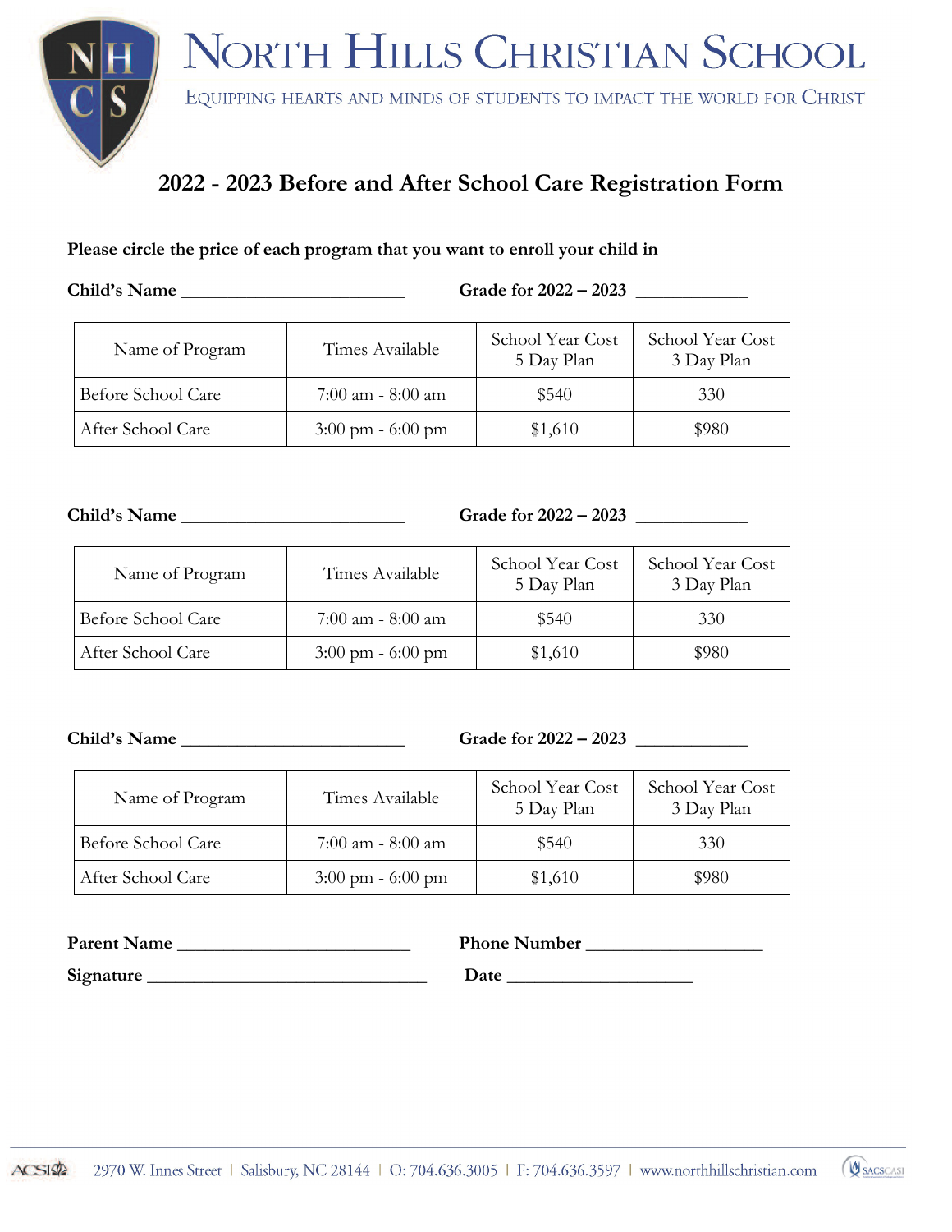# North Hills Christian School

Equipping hearts and minds of students to impact the world for Christ

## 2022 - 2023 Before and After School Care Registration Form

**Please circle the price of each program that you want to enroll your child in**

**Child's Name** ________________________ **Grade for 2022 – 2023** ____________

| Name of Program | Times Available | School Year Cost 5 Day Plan | School Year Cost 3 Day Plan |
|---|---|---|---|
| Before School Care | 7:00 am - 8:00 am | $540 | 330 |
| After School Care | 3:00 pm - 6:00 pm | $1,610 | $980 |

**Child's Name** ________________________ **Grade for 2022 – 2023** ____________

| Name of Program | Times Available | School Year Cost 5 Day Plan | School Year Cost 3 Day Plan |
|---|---|---|---|
| Before School Care | 7:00 am - 8:00 am | $540 | 330 |
| After School Care | 3:00 pm - 6:00 pm | $1,610 | $980 |

**Child's Name** ________________________ **Grade for 2022 – 2023** ____________

| Name of Program | Times Available | School Year Cost 5 Day Plan | School Year Cost 3 Day Plan |
|---|---|---|---|
| Before School Care | 7:00 am - 8:00 am | $540 | 330 |
| After School Care | 3:00 pm - 6:00 pm | $1,610 | $980 |

**Parent Name** ________________________ **Phone Number** ___________________

**Signature** ______________________________ **Date** ____________________

2970 W. Innes Street | Salisbury, NC 28144 | O: 704.636.3005 | F: 704.636.3597 | www.northhillschristian.com